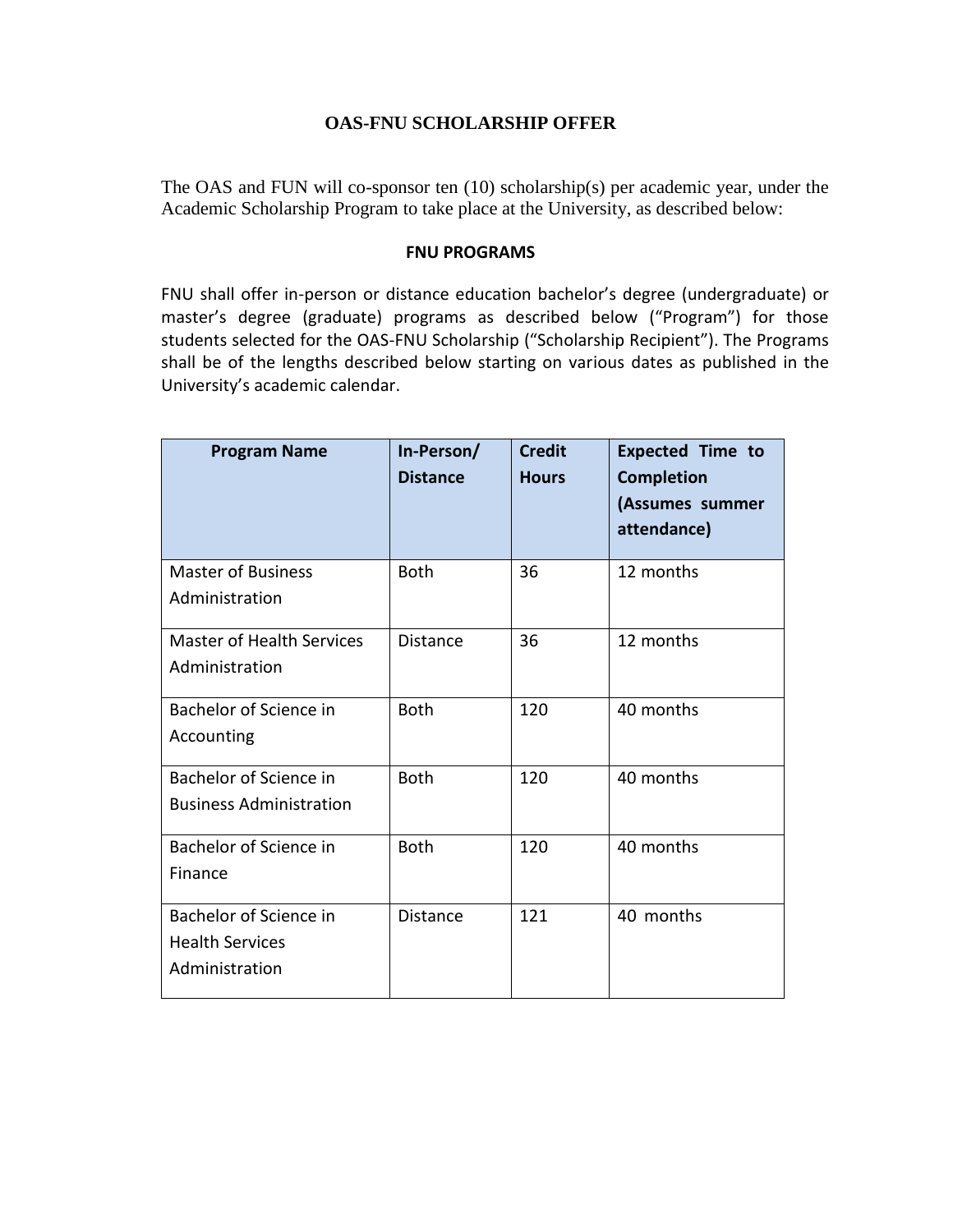# OAS-FNU SCHOLARSHIP OFFER

The OAS and FUN will co-sponsor ten (10) scholarship(s) per academic year, under the Academic Scholarship Program to take place at the University, as described below:

## FNU PROGRAMS

FNU shall offer in-person or distance education bachelor's degree (undergraduate) or master's degree (graduate) programs as described below ("Program") for those students selected for the OAS-FNU Scholarship ("Scholarship Recipient"). The Programs shall be of the lengths described below starting on various dates as published in the University's academic calendar.

| Program Name | In-Person/ Distance | Credit Hours | Expected Time to Completion (Assumes summer attendance) |
|---|---|---|---|
| Master of Business Administration | Both | 36 | 12 months |
| Master of Health Services Administration | Distance | 36 | 12 months |
| Bachelor of Science in Accounting | Both | 120 | 40 months |
| Bachelor of Science in Business Administration | Both | 120 | 40 months |
| Bachelor of Science in Finance | Both | 120 | 40 months |
| Bachelor of Science in Health Services Administration | Distance | 121 | 40 months |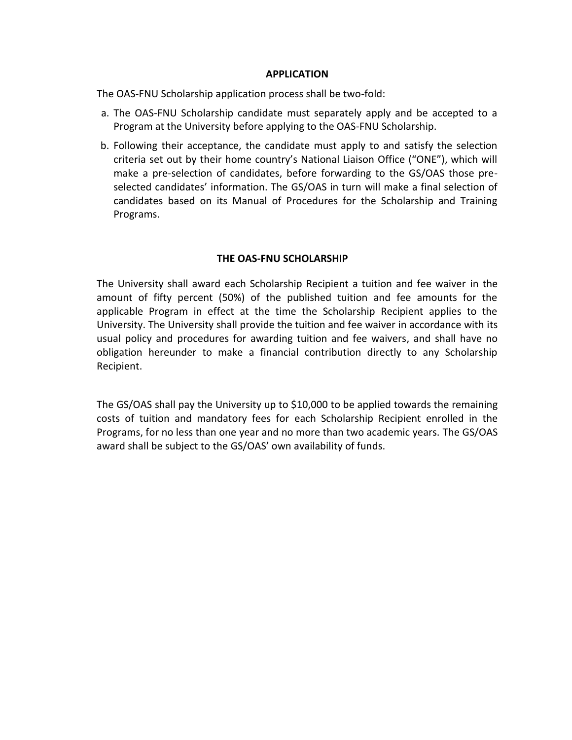## APPLICATION

The OAS-FNU Scholarship application process shall be two-fold:

a. The OAS-FNU Scholarship candidate must separately apply and be accepted to a Program at the University before applying to the OAS-FNU Scholarship.
b. Following their acceptance, the candidate must apply to and satisfy the selection criteria set out by their home country's National Liaison Office ("ONE"), which will make a pre-selection of candidates, before forwarding to the GS/OAS those pre-selected candidates' information. The GS/OAS in turn will make a final selection of candidates based on its Manual of Procedures for the Scholarship and Training Programs.

## THE OAS-FNU SCHOLARSHIP

The University shall award each Scholarship Recipient a tuition and fee waiver in the amount of fifty percent (50%) of the published tuition and fee amounts for the applicable Program in effect at the time the Scholarship Recipient applies to the University. The University shall provide the tuition and fee waiver in accordance with its usual policy and procedures for awarding tuition and fee waivers, and shall have no obligation hereunder to make a financial contribution directly to any Scholarship Recipient.

The GS/OAS shall pay the University up to $10,000 to be applied towards the remaining costs of tuition and mandatory fees for each Scholarship Recipient enrolled in the Programs, for no less than one year and no more than two academic years. The GS/OAS award shall be subject to the GS/OAS' own availability of funds.